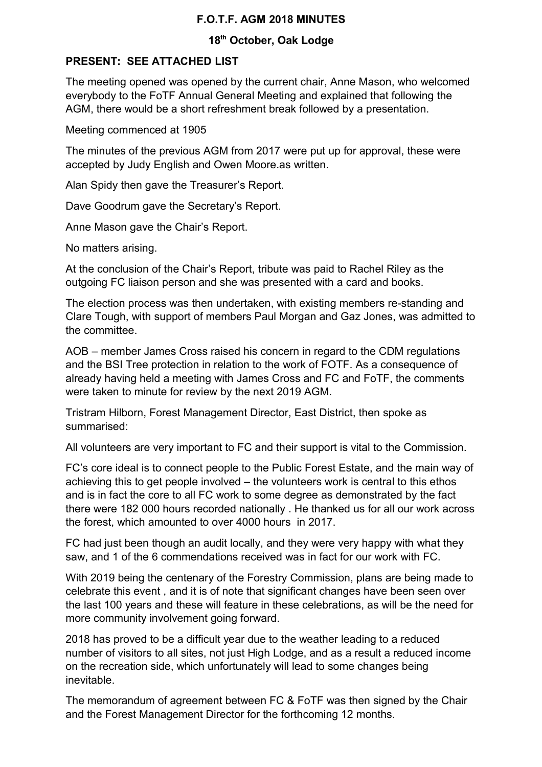# F.O.T.F. AGM 2018 MINUTES

## 18th October, Oak Lodge

**PRESENT: SEE ATTACHED LIST**

The meeting opened was opened by the current chair, Anne Mason, who welcomed everybody to the FoTF Annual General Meeting and explained that following the AGM, there would be a short refreshment break followed by a presentation.

Meeting commenced at 1905

The minutes of the previous AGM from 2017 were put up for approval, these were accepted by Judy English and Owen Moore.as written.

Alan Spidy then gave the Treasurer's Report.

Dave Goodrum gave the Secretary's Report.

Anne Mason gave the Chair's Report.

No matters arising.

At the conclusion of the Chair's Report, tribute was paid to Rachel Riley as the outgoing FC liaison person and she was presented with a card and books.

The election process was then undertaken, with existing members re-standing and Clare Tough, with support of members Paul Morgan and Gaz Jones, was admitted to the committee.

AOB – member James Cross raised his concern in regard to the CDM regulations and the BSI Tree protection in relation to the work of FOTF. As a consequence of already having held a meeting with James Cross and FC and FoTF, the comments were taken to minute for review by the next 2019 AGM.

Tristram Hilborn, Forest Management Director, East District, then spoke as summarised:

All volunteers are very important to FC and their support is vital to the Commission.

FC's core ideal is to connect people to the Public Forest Estate, and the main way of achieving this to get people involved – the volunteers work is central to this ethos and is in fact the core to all FC work to some degree as demonstrated by the fact there were 182 000 hours recorded nationally . He thanked us for all our work across the forest, which amounted to over 4000 hours in 2017.

FC had just been though an audit locally, and they were very happy with what they saw, and 1 of the 6 commendations received was in fact for our work with FC.

With 2019 being the centenary of the Forestry Commission, plans are being made to celebrate this event , and it is of note that significant changes have been seen over the last 100 years and these will feature in these celebrations, as will be the need for more community involvement going forward.

2018 has proved to be a difficult year due to the weather leading to a reduced number of visitors to all sites, not just High Lodge, and as a result a reduced income on the recreation side, which unfortunately will lead to some changes being inevitable.

The memorandum of agreement between FC & FoTF was then signed by the Chair and the Forest Management Director for the forthcoming 12 months.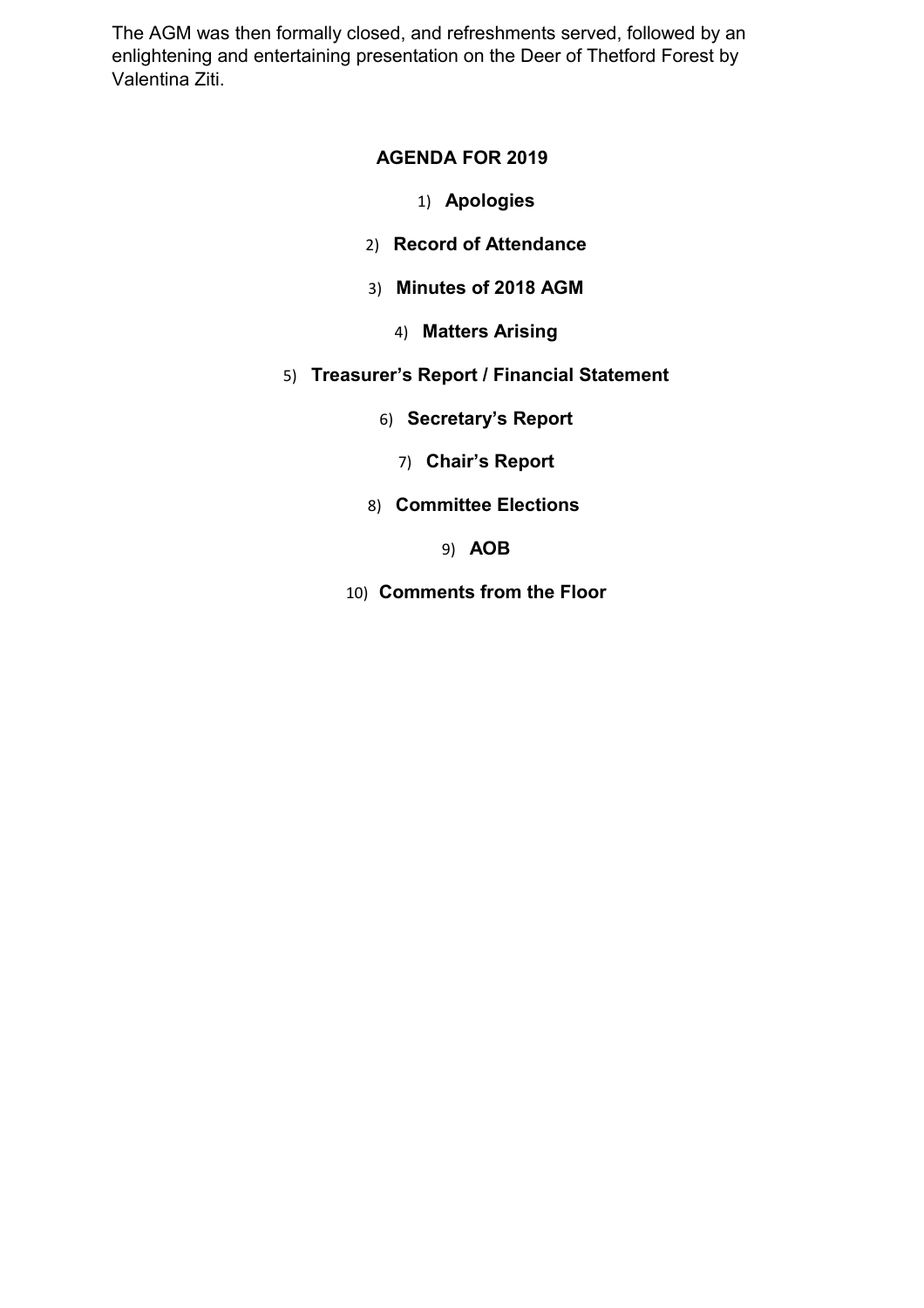The AGM was then formally closed, and refreshments served, followed by an enlightening and entertaining presentation on the Deer of Thetford Forest by Valentina Ziti.

## AGENDA FOR 2019

1) **Apologies**
2) **Record of Attendance**
3) **Minutes of 2018 AGM**
4) **Matters Arising**
5) **Treasurer's Report / Financial Statement**
6) **Secretary's Report**
7) **Chair's Report**
8) **Committee Elections**
9) **AOB**
10) **Comments from the Floor**